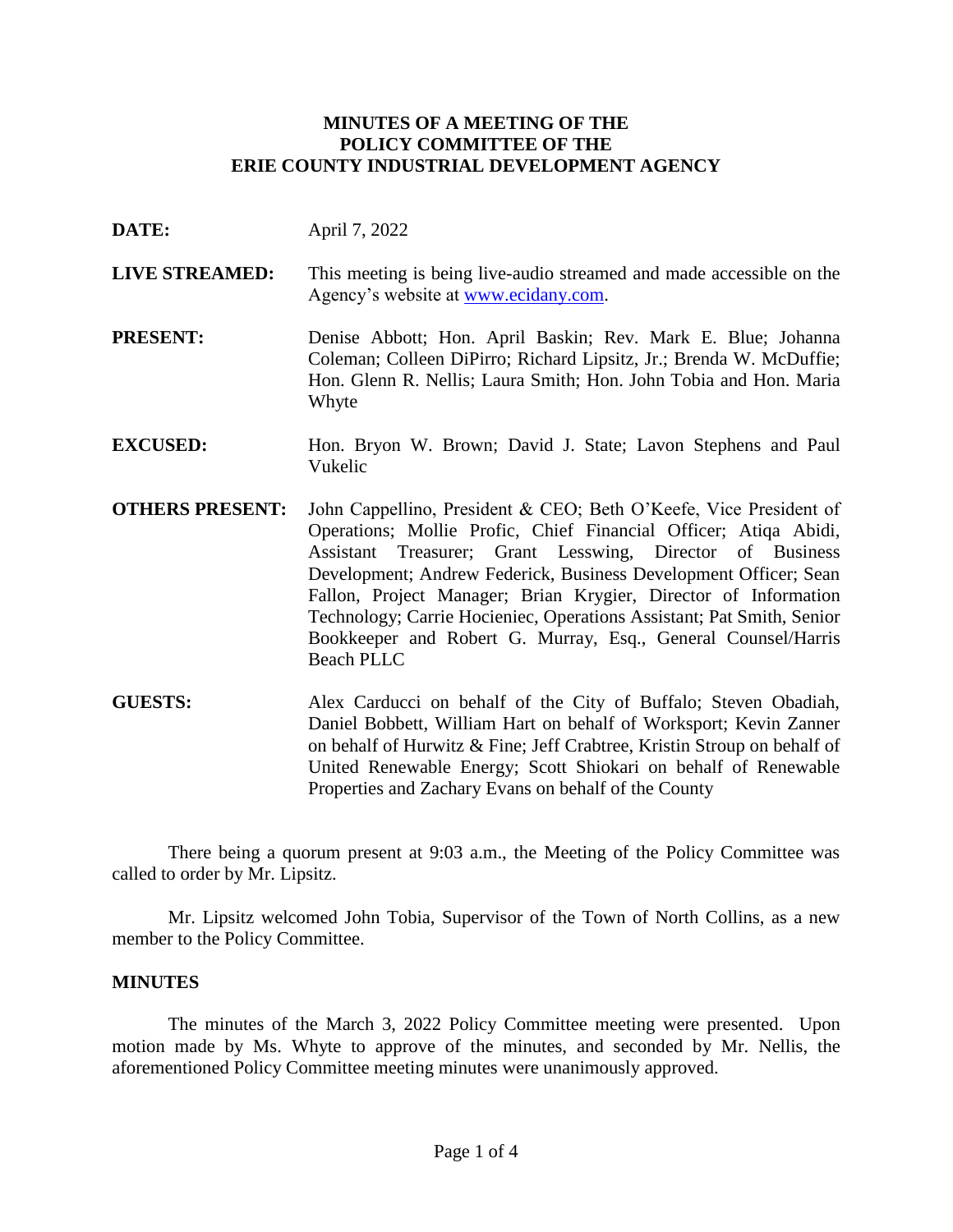# MINUTES OF A MEETING OF THE POLICY COMMITTEE OF THE ERIE COUNTY INDUSTRIAL DEVELOPMENT AGENCY

**DATE:** April 7, 2022

**LIVE STREAMED:** This meeting is being live-audio streamed and made accessible on the Agency's website at www.ecidany.com.

**PRESENT:** Denise Abbott; Hon. April Baskin; Rev. Mark E. Blue; Johanna Coleman; Colleen DiPirro; Richard Lipsitz, Jr.; Brenda W. McDuffie; Hon. Glenn R. Nellis; Laura Smith; Hon. John Tobia and Hon. Maria Whyte

**EXCUSED:** Hon. Bryon W. Brown; David J. State; Lavon Stephens and Paul Vukelic

**OTHERS PRESENT:** John Cappellino, President & CEO; Beth O'Keefe, Vice President of Operations; Mollie Profic, Chief Financial Officer; Atiqa Abidi, Assistant Treasurer; Grant Lesswing, Director of Business Development; Andrew Federick, Business Development Officer; Sean Fallon, Project Manager; Brian Krygier, Director of Information Technology; Carrie Hocieniec, Operations Assistant; Pat Smith, Senior Bookkeeper and Robert G. Murray, Esq., General Counsel/Harris Beach PLLC

**GUESTS:** Alex Carducci on behalf of the City of Buffalo; Steven Obadiah, Daniel Bobbett, William Hart on behalf of Worksport; Kevin Zanner on behalf of Hurwitz & Fine; Jeff Crabtree, Kristin Stroup on behalf of United Renewable Energy; Scott Shiokari on behalf of Renewable Properties and Zachary Evans on behalf of the County

There being a quorum present at 9:03 a.m., the Meeting of the Policy Committee was called to order by Mr. Lipsitz.

Mr. Lipsitz welcomed John Tobia, Supervisor of the Town of North Collins, as a new member to the Policy Committee.

## MINUTES

The minutes of the March 3, 2022 Policy Committee meeting were presented. Upon motion made by Ms. Whyte to approve of the minutes, and seconded by Mr. Nellis, the aforementioned Policy Committee meeting minutes were unanimously approved.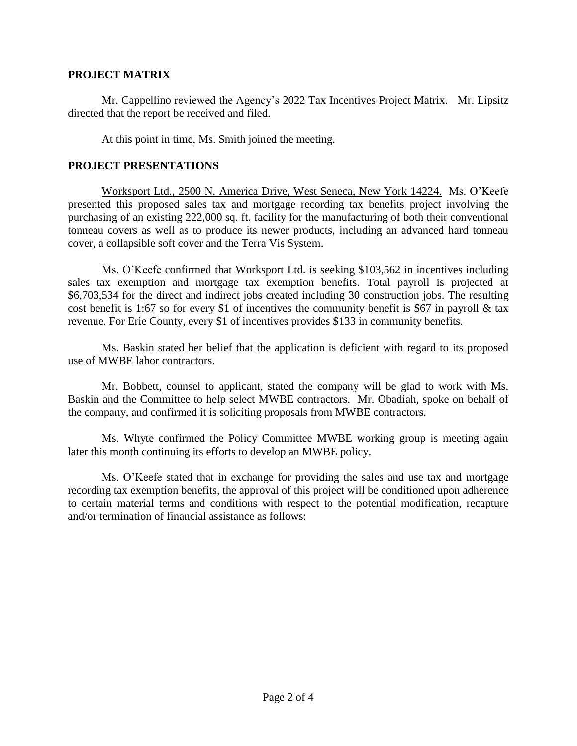## PROJECT MATRIX

Mr. Cappellino reviewed the Agency's 2022 Tax Incentives Project Matrix. Mr. Lipsitz directed that the report be received and filed.

At this point in time, Ms. Smith joined the meeting.

## PROJECT PRESENTATIONS

Worksport Ltd., 2500 N. America Drive, West Seneca, New York 14224. Ms. O'Keefe presented this proposed sales tax and mortgage recording tax benefits project involving the purchasing of an existing 222,000 sq. ft. facility for the manufacturing of both their conventional tonneau covers as well as to produce its newer products, including an advanced hard tonneau cover, a collapsible soft cover and the Terra Vis System.

Ms. O'Keefe confirmed that Worksport Ltd. is seeking $103,562 in incentives including sales tax exemption and mortgage tax exemption benefits. Total payroll is projected at $6,703,534 for the direct and indirect jobs created including 30 construction jobs. The resulting cost benefit is 1:67 so for every $1 of incentives the community benefit is $67 in payroll & tax revenue. For Erie County, every $1 of incentives provides $133 in community benefits.

Ms. Baskin stated her belief that the application is deficient with regard to its proposed use of MWBE labor contractors.

Mr. Bobbett, counsel to applicant, stated the company will be glad to work with Ms. Baskin and the Committee to help select MWBE contractors. Mr. Obadiah, spoke on behalf of the company, and confirmed it is soliciting proposals from MWBE contractors.

Ms. Whyte confirmed the Policy Committee MWBE working group is meeting again later this month continuing its efforts to develop an MWBE policy.

Ms. O'Keefe stated that in exchange for providing the sales and use tax and mortgage recording tax exemption benefits, the approval of this project will be conditioned upon adherence to certain material terms and conditions with respect to the potential modification, recapture and/or termination of financial assistance as follows: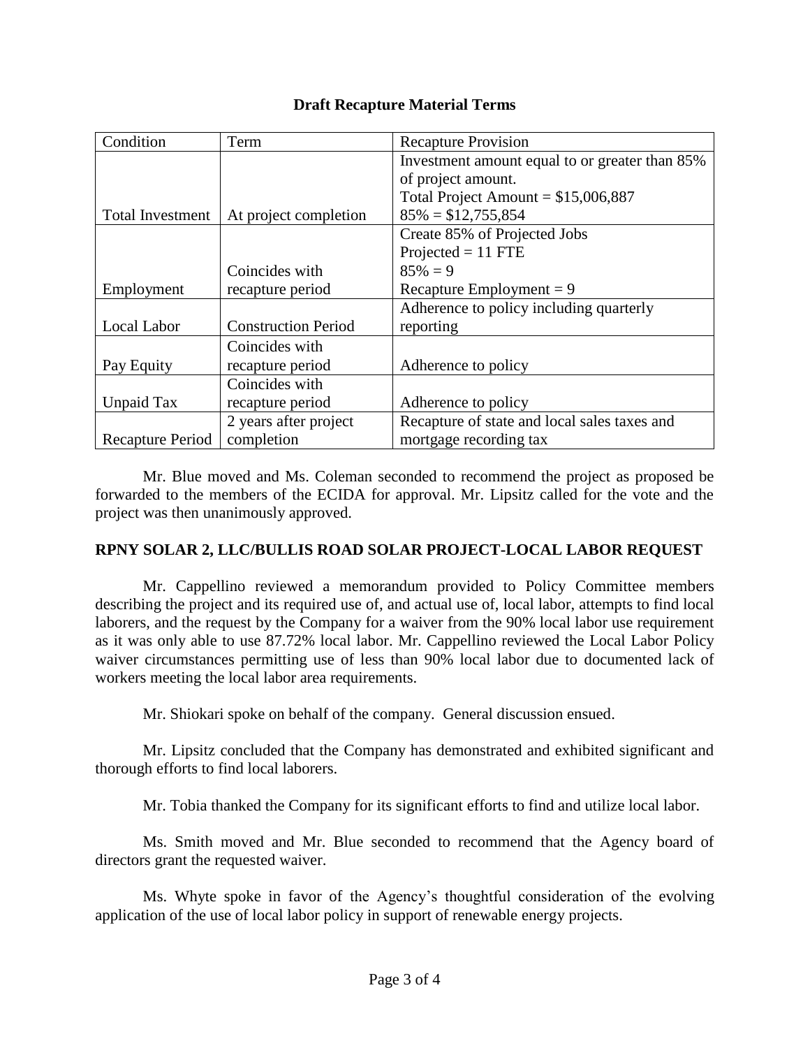**Draft Recapture Material Terms**

| Condition | Term | Recapture Provision |
|---|---|---|
| Total Investment | At project completion | Investment amount equal to or greater than 85% of project amount.<br>Total Project Amount = $15,006,887<br>85% = $12,755,854 |
| Employment | Coincides with recapture period | Create 85% of Projected Jobs<br>Projected = 11 FTE<br>85% = 9<br>Recapture Employment = 9 |
| Local Labor | Construction Period | Adherence to policy including quarterly reporting |
| Pay Equity | Coincides with recapture period | Adherence to policy |
| Unpaid Tax | Coincides with recapture period | Adherence to policy |
| Recapture Period | 2 years after project completion | Recapture of state and local sales taxes and mortgage recording tax |

Mr. Blue moved and Ms. Coleman seconded to recommend the project as proposed be forwarded to the members of the ECIDA for approval. Mr. Lipsitz called for the vote and the project was then unanimously approved.

**RPNY SOLAR 2, LLC/BULLIS ROAD SOLAR PROJECT-LOCAL LABOR REQUEST**

Mr. Cappellino reviewed a memorandum provided to Policy Committee members describing the project and its required use of, and actual use of, local labor, attempts to find local laborers, and the request by the Company for a waiver from the 90% local labor use requirement as it was only able to use 87.72% local labor. Mr. Cappellino reviewed the Local Labor Policy waiver circumstances permitting use of less than 90% local labor due to documented lack of workers meeting the local labor area requirements.

Mr. Shiokari spoke on behalf of the company. General discussion ensued.

Mr. Lipsitz concluded that the Company has demonstrated and exhibited significant and thorough efforts to find local laborers.

Mr. Tobia thanked the Company for its significant efforts to find and utilize local labor.

Ms. Smith moved and Mr. Blue seconded to recommend that the Agency board of directors grant the requested waiver.

Ms. Whyte spoke in favor of the Agency's thoughtful consideration of the evolving application of the use of local labor policy in support of renewable energy projects.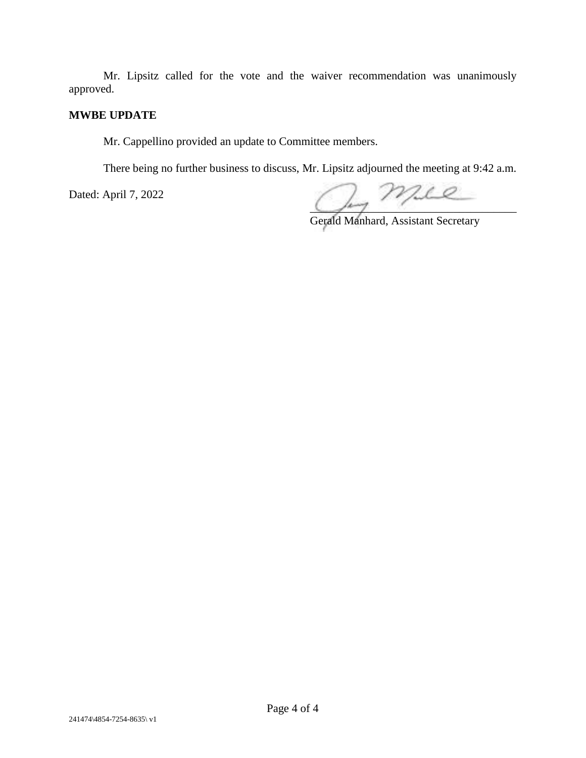Mr. Lipsitz called for the vote and the waiver recommendation was unanimously approved.

**MWBE UPDATE**

Mr. Cappellino provided an update to Committee members.

There being no further business to discuss, Mr. Lipsitz adjourned the meeting at 9:42 a.m.

Dated: April 7, 2022

\_\_\_\_\_\_\_\_\_\_\_\_\_\_\_\_\_\_\_\_\_\_\_\_\_\_\_\_\_\_\_\_\_\_\_\_\_\_
Gerald Manhard, Assistant Secretary

241474\4854-7254-8635\ v1